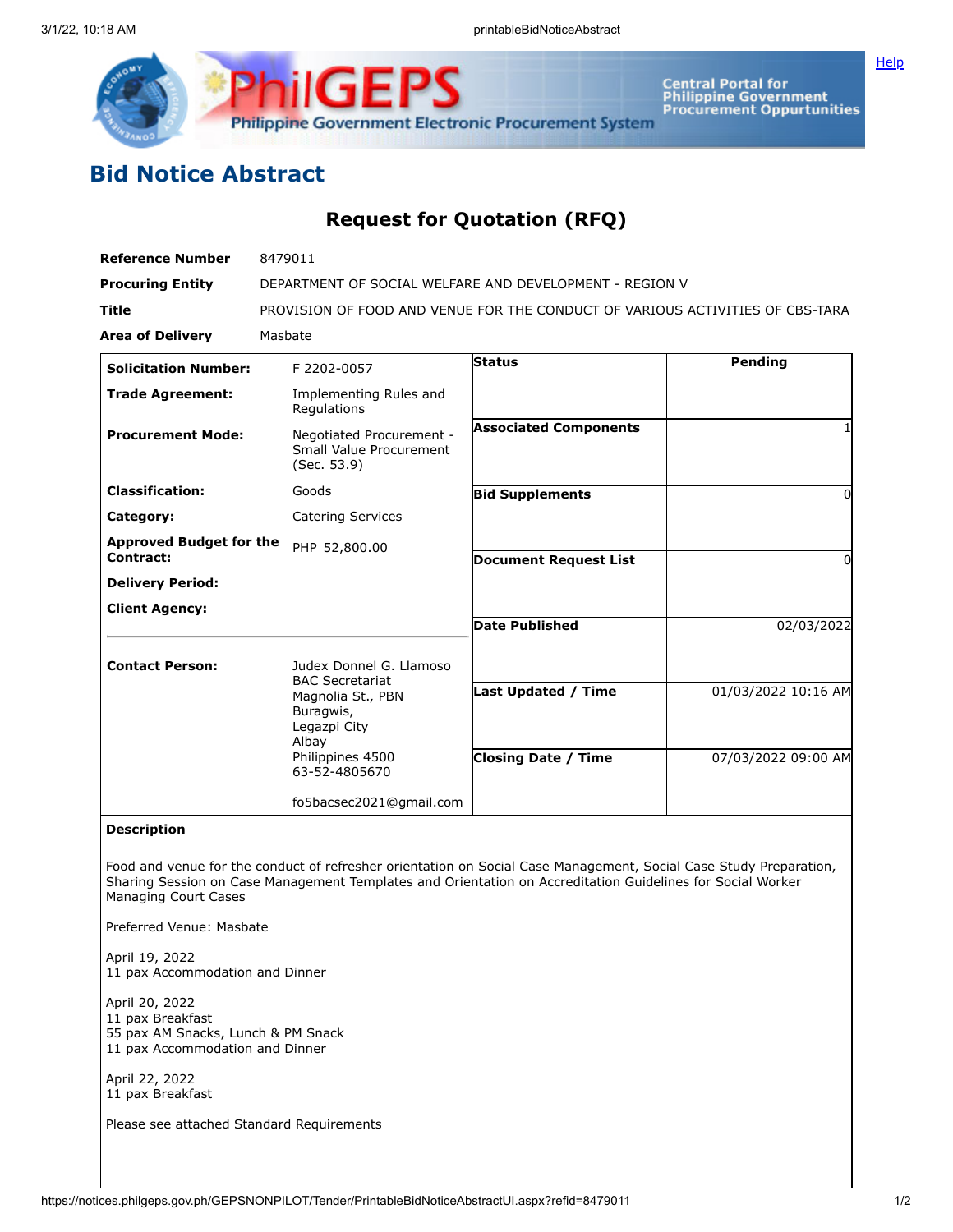# Bid Notice Abstract

## Request for Quotation (RFQ)

| | |
|---|---|
| **Reference Number** | 8479011 |
| **Procuring Entity** | DEPARTMENT OF SOCIAL WELFARE AND DEVELOPMENT - REGION V |
| **Title** | PROVISION OF FOOD AND VENUE FOR THE CONDUCT OF VARIOUS ACTIVITIES OF CBS-TARA |
| **Area of Delivery** | Masbate |

| | |
|---|---|
| **Solicitation Number:** | F 2202-0057 |
| **Trade Agreement:** | Implementing Rules and Regulations |
| **Procurement Mode:** | Negotiated Procurement - Small Value Procurement (Sec. 53.9) |
| **Classification:** | Goods |
| **Category:** | Catering Services |
| **Approved Budget for the Contract:** | PHP 52,800.00 |
| **Delivery Period:** | |
| **Client Agency:** | |
| **Contact Person:** | Judex Donnel G. Llamoso<br>BAC Secretariat<br>Magnolia St., PBN Buragwis,<br>Legazpi City<br>Albay<br>Philippines 4500<br>63-52-4805670<br><br>fo5bacsec2021@gmail.com |

| | |
|---|---|
| **Status** | Pending |
| **Associated Components** | 1 |
| **Bid Supplements** | 0 |
| **Document Request List** | 0 |
| **Date Published** | 02/03/2022 |
| **Last Updated / Time** | 01/03/2022 10:16 AM |
| **Closing Date / Time** | 07/03/2022 09:00 AM |

**Description**

Food and venue for the conduct of refresher orientation on Social Case Management, Social Case Study Preparation, Sharing Session on Case Management Templates and Orientation on Accreditation Guidelines for Social Worker Managing Court Cases

Preferred Venue: Masbate

April 19, 2022
11 pax Accommodation and Dinner

April 20, 2022
11 pax Breakfast
55 pax AM Snacks, Lunch & PM Snack
11 pax Accommodation and Dinner

April 22, 2022
11 pax Breakfast

Please see attached Standard Requirements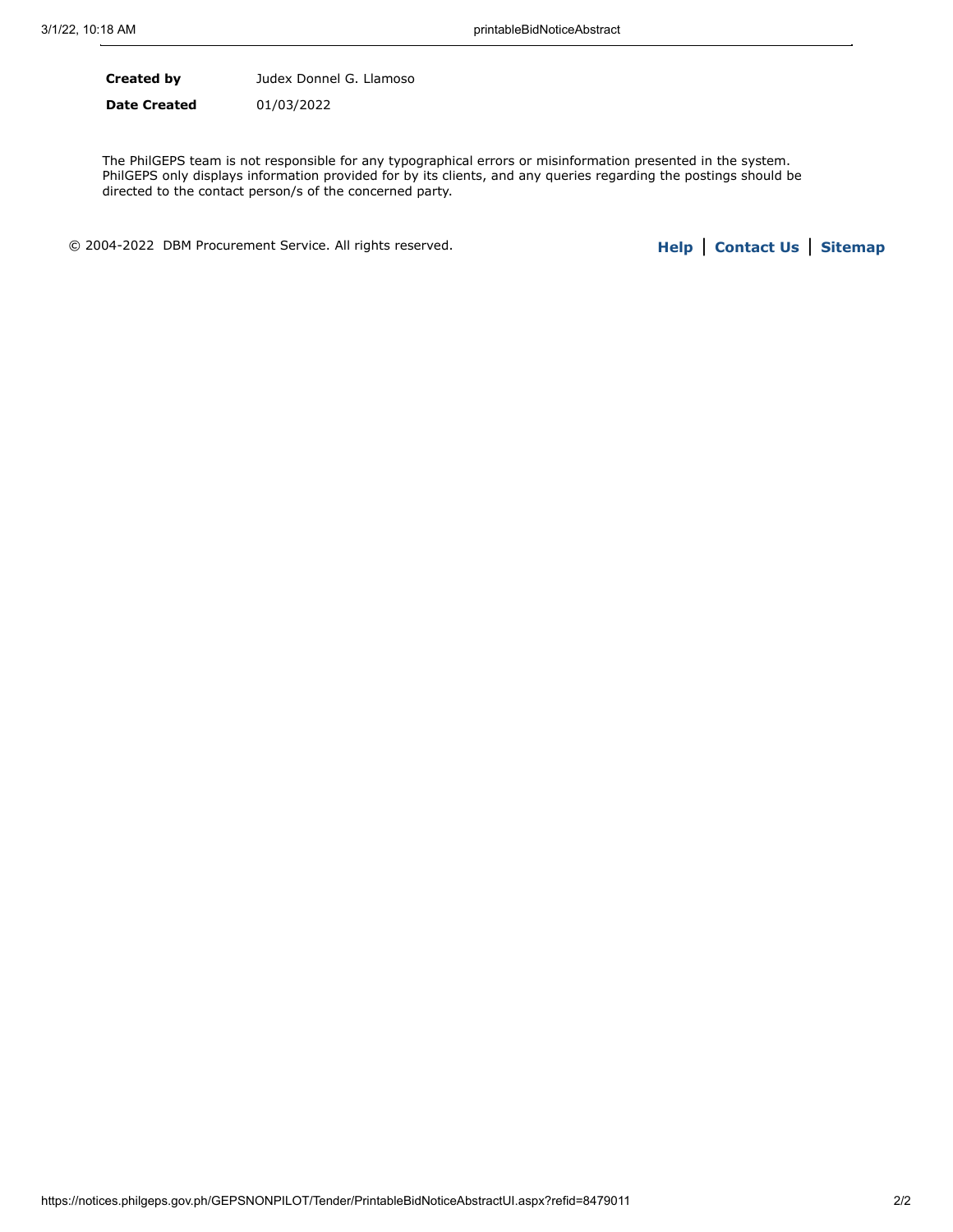| | |
|---|---|
| **Created by** | Judex Donnel G. Llamoso |
| **Date Created** | 01/03/2022 |

The PhilGEPS team is not responsible for any typographical errors or misinformation presented in the system. PhilGEPS only displays information provided for by its clients, and any queries regarding the postings should be directed to the contact person/s of the concerned party.

© 2004-2022 DBM Procurement Service. All rights reserved.

**Help** | **Contact Us** | **Sitemap**